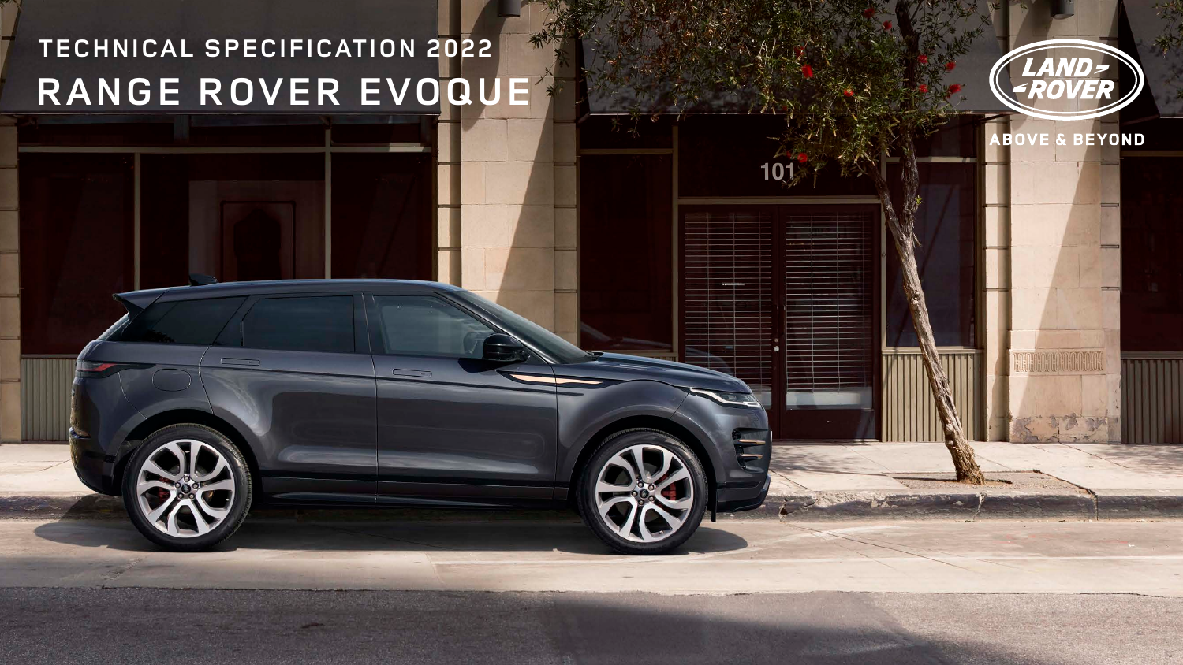# TECHNICAL SPECIFICATION 2022

# RANGE ROVER EVOQUE

LAND ROVER

ABOVE & BEYOND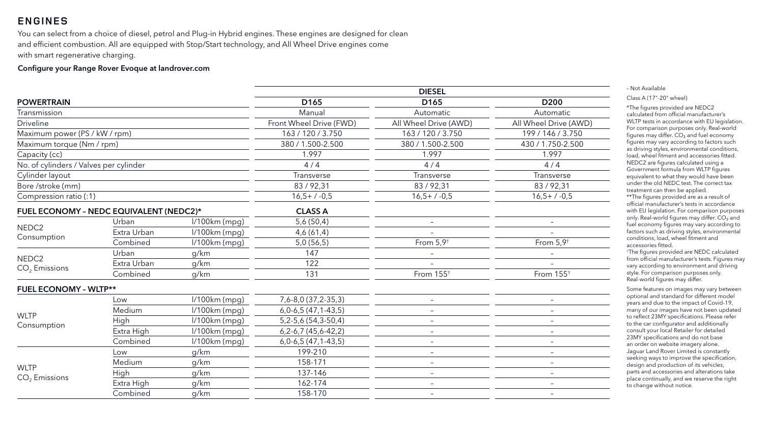# ENGINES

You can select from a choice of diesel, petrol and Plug-in Hybrid engines. These engines are designed for clean and efficient combustion. All are equipped with Stop/Start technology, and All Wheel Drive engines come with smart regenerative charging.

**Configure your Range Rover Evoque at landrover.com**

| | | | DIESEL | | |
|---|---|---|---|---|---|
| **POWERTRAIN** | | | **D165** | **D165** | **D200** |
| Transmission | | | Manual | Automatic | Automatic |
| Driveline | | | Front Wheel Drive (FWD) | All Wheel Drive (AWD) | All Wheel Drive (AWD) |
| Maximum power (PS / kW / rpm) | | | 163 / 120 / 3.750 | 163 / 120 / 3.750 | 199 / 146 / 3.750 |
| Maximum torque (Nm / rpm) | | | 380 / 1.500-2.500 | 380 / 1.500-2.500 | 430 / 1.750-2.500 |
| Capacity (cc) | | | 1.997 | 1.997 | 1.997 |
| No. of cylinders / Valves per cylinder | | | 4 / 4 | 4 / 4 | 4 / 4 |
| Cylinder layout | | | Transverse | Transverse | Transverse |
| Bore /stroke (mm) | | | 83 / 92,31 | 83 / 92,31 | 83 / 92,31 |
| Compression ratio (:1) | | | 16,5+ / -0,5 | 16,5+ / -0,5 | 16,5+ / -0,5 |
| **FUEL ECONOMY – NEDC EQUIVALENT (NEDC2)*** | | | **CLASS A** | | |
| NEDC2 Consumption | Urban | l/100km (mpg) | 5,6 (50,4) | – | – |
| | Extra Urban | l/100km (mpg) | 4,6 (61,4) | – | – |
| | Combined | l/100km (mpg) | 5,0 (56,5) | From 5,9† | From 5,9† |
| NEDC2 $CO_2$ Emissions | Urban | g/km | 147 | – | – |
| | Extra Urban | g/km | 122 | – | – |
| | Combined | g/km | 131 | From 155† | From 155† |
| **FUEL ECONOMY – WLTP**** | | | | | |
| WLTP Consumption | Low | l/100km (mpg) | 7,6-8,0 (37,2-35,3) | – | – |
| | Medium | l/100km (mpg) | 6,0-6,5 (47,1-43,5) | – | – |
| | High | l/100km (mpg) | 5,2-5,6 (54,3-50,4) | – | – |
| | Extra High | l/100km (mpg) | 6,2-6,7 (45,6-42,2) | – | – |
| | Combined | l/100km (mpg) | 6,0-6,5 (47,1-43,5) | – | – |
| WLTP $CO_2$ Emissions | Low | g/km | 199-210 | – | – |
| | Medium | g/km | 158-171 | – | – |
| | High | g/km | 137-146 | – | – |
| | Extra High | g/km | 162-174 | – | – |
| | Combined | g/km | 158-170 | – | – |

– Not Available

Class A (17"-20" wheel)

*The figures provided are NEDC2 calculated from official manufacturer's WLTP tests in accordance with EU legislation. For comparison purposes only. Real-world figures may differ. $CO_2$ and fuel economy figures may vary according to factors such as driving styles, environmental conditions, load, wheel fitment and accessories fitted. NEDC2 are figures calculated using a Government formula from WLTP figures equivalent to what they would have been under the old NEDC test. The correct tax treatment can then be applied.

**The figures provided are as a result of official manufacturer's tests in accordance with EU legislation. For comparison purposes only. Real-world figures may differ. $CO_2$ and fuel economy figures may vary according to factors such as driving styles, environmental conditions, load, wheel fitment and accessories fitted.

†The figures provided are NEDC calculated from official manufacturer's tests. Figures may vary according to environment and driving style. For comparison purposes only. Real-world figures may differ.

Some features on images may vary between optional and standard for different model years and due to the impact of Covid-19, many of our images have not been updated to reflect 23MY specifications. Please refer to the car configurator and additionally consult your local Retailer for detailed 23MY specifications and do not base an order on website imagery alone. Jaguar Land Rover Limited is constantly seeking ways to improve the specification, design and production of its vehicles, parts and accessories and alterations take place continually, and we reserve the right to change without notice.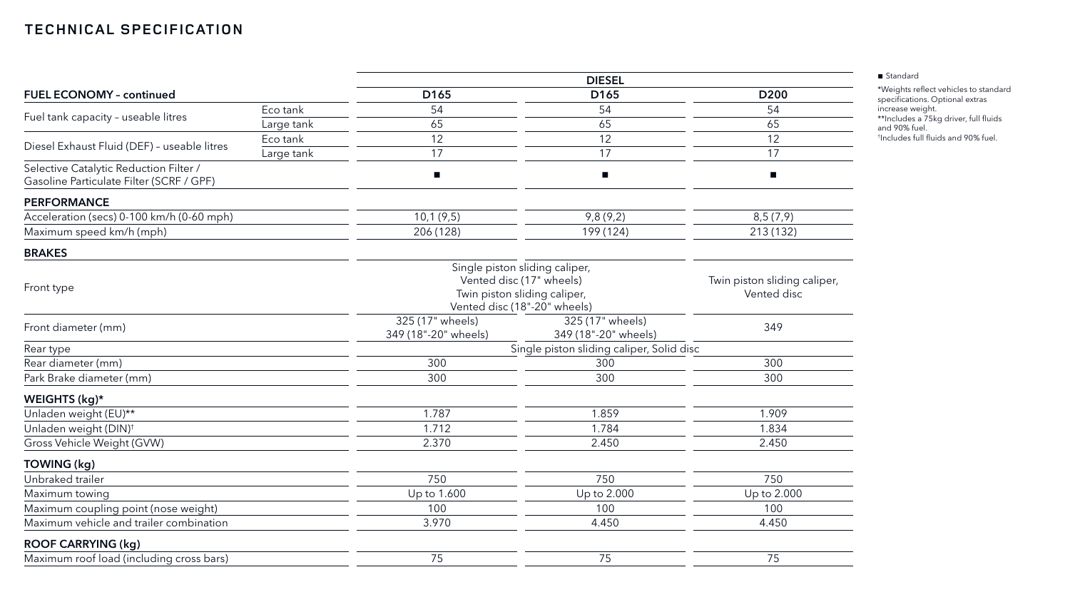# TECHNICAL SPECIFICATION

| | | DIESEL | | |
|---|---|---|---|---|
| **FUEL ECONOMY – continued** | | D165 | D165 | D200 |
| Fuel tank capacity – useable litres | Eco tank | 54 | 54 | 54 |
| | Large tank | 65 | 65 | 65 |
| Diesel Exhaust Fluid (DEF) – useable litres | Eco tank | 12 | 12 | 12 |
| | Large tank | 17 | 17 | 17 |
| Selective Catalytic Reduction Filter / Gasoline Particulate Filter (SCRF / GPF) | | ■ | ■ | ■ |
| **PERFORMANCE** | | | | |
| Acceleration (secs) 0-100 km/h (0-60 mph) | | 10,1 (9,5) | 9,8 (9,2) | 8,5 (7,9) |
| Maximum speed km/h (mph) | | 206 (128) | 199 (124) | 213 (132) |
| **BRAKES** | | | | |
| Front type | | Single piston sliding caliper, Vented disc (17" wheels) Twin piston sliding caliper, Vented disc (18"-20" wheels) | | Twin piston sliding caliper, Vented disc |
| Front diameter (mm) | | 325 (17" wheels) 349 (18"-20" wheels) | 325 (17" wheels) 349 (18"-20" wheels) | 349 |
| Rear type | | Single piston sliding caliper, Solid disc | | |
| Rear diameter (mm) | | 300 | 300 | 300 |
| Park Brake diameter (mm) | | 300 | 300 | 300 |
| **WEIGHTS (kg)*** | | | | |
| Unladen weight (EU)** | | 1.787 | 1.859 | 1.909 |
| Unladen weight (DIN)† | | 1.712 | 1.784 | 1.834 |
| Gross Vehicle Weight (GVW) | | 2.370 | 2.450 | 2.450 |
| **TOWING (kg)** | | | | |
| Unbraked trailer | | 750 | 750 | 750 |
| Maximum towing | | Up to 1.600 | Up to 2.000 | Up to 2.000 |
| Maximum coupling point (nose weight) | | 100 | 100 | 100 |
| Maximum vehicle and trailer combination | | 3.970 | 4.450 | 4.450 |
| **ROOF CARRYING (kg)** | | | | |
| Maximum roof load (including cross bars) | | 75 | 75 | 75 |

■ Standard

*Weights reflect vehicles to standard specifications. Optional extras increase weight.
**Includes a 75kg driver, full fluids and 90% fuel.
†Includes full fluids and 90% fuel.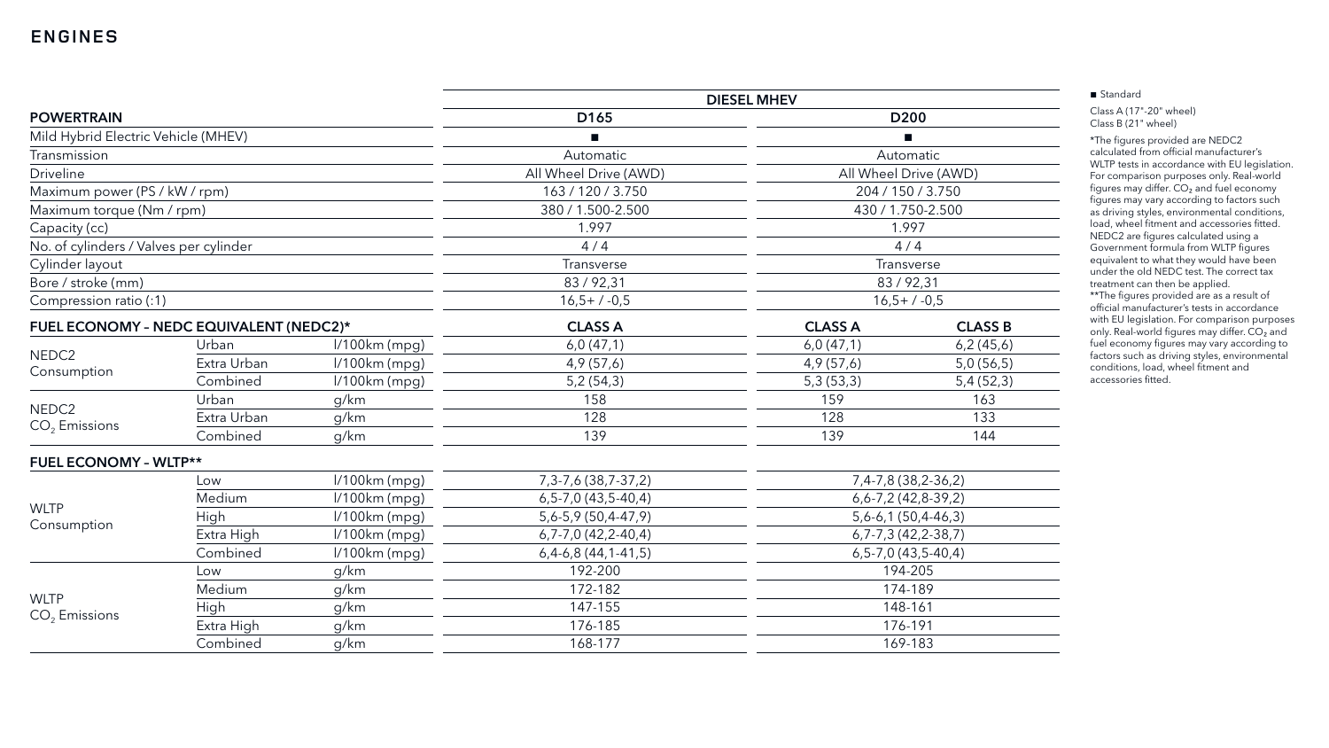# ENGINES

| POWERTRAIN | | | DIESEL MHEV | | |
|---|---|---|---|---|---|
| | | | D165 | D200 | |
| Mild Hybrid Electric Vehicle (MHEV) | | | ■ | ■ | |
| Transmission | | | Automatic | Automatic | |
| Driveline | | | All Wheel Drive (AWD) | All Wheel Drive (AWD) | |
| Maximum power (PS / kW / rpm) | | | 163 / 120 / 3.750 | 204 / 150 / 3.750 | |
| Maximum torque (Nm / rpm) | | | 380 / 1.500-2.500 | 430 / 1.750-2.500 | |
| Capacity (cc) | | | 1.997 | 1.997 | |
| No. of cylinders / Valves per cylinder | | | 4 / 4 | 4 / 4 | |
| Cylinder layout | | | Transverse | Transverse | |
| Bore / stroke (mm) | | | 83 / 92,31 | 83 / 92,31 | |
| Compression ratio (:1) | | | 16,5+ / -0,5 | 16,5+ / -0,5 | |
| **FUEL ECONOMY – NEDC EQUIVALENT (NEDC2)*** | | | **CLASS A** | **CLASS A** | **CLASS B** |
| NEDC2 Consumption | Urban | l/100km (mpg) | 6,0 (47,1) | 6,0 (47,1) | 6,2 (45,6) |
| | Extra Urban | l/100km (mpg) | 4,9 (57,6) | 4,9 (57,6) | 5,0 (56,5) |
| | Combined | l/100km (mpg) | 5,2 (54,3) | 5,3 (53,3) | 5,4 (52,3) |
| NEDC2 $CO_2$ Emissions | Urban | g/km | 158 | 159 | 163 |
| | Extra Urban | g/km | 128 | 128 | 133 |
| | Combined | g/km | 139 | 139 | 144 |
| **FUEL ECONOMY – WLTP**** | | | | | |
| WLTP Consumption | Low | l/100km (mpg) | 7,3-7,6 (38,7-37,2) | 7,4-7,8 (38,2-36,2) | |
| | Medium | l/100km (mpg) | 6,5-7,0 (43,5-40,4) | 6,6-7,2 (42,8-39,2) | |
| | High | l/100km (mpg) | 5,6-5,9 (50,4-47,9) | 5,6-6,1 (50,4-46,3) | |
| | Extra High | l/100km (mpg) | 6,7-7,0 (42,2-40,4) | 6,7-7,3 (42,2-38,7) | |
| | Combined | l/100km (mpg) | 6,4-6,8 (44,1-41,5) | 6,5-7,0 (43,5-40,4) | |
| WLTP $CO_2$ Emissions | Low | g/km | 192-200 | 194-205 | |
| | Medium | g/km | 172-182 | 174-189 | |
| | High | g/km | 147-155 | 148-161 | |
| | Extra High | g/km | 176-185 | 176-191 | |
| | Combined | g/km | 168-177 | 169-183 | |

■ Standard

Class A (17"-20" wheel)
Class B (21" wheel)

*The figures provided are NEDC2 calculated from official manufacturer's WLTP tests in accordance with EU legislation. For comparison purposes only. Real-world figures may differ. $CO_2$ and fuel economy figures may vary according to factors such as driving styles, environmental conditions, load, wheel fitment and accessories fitted. NEDC2 are figures calculated using a Government formula from WLTP figures equivalent to what they would have been under the old NEDC test. The correct tax treatment can then be applied.

**The figures provided are as a result of official manufacturer's tests in accordance with EU legislation. For comparison purposes only. Real-world figures may differ. $CO_2$ and fuel economy figures may vary according to factors such as driving styles, environmental conditions, load, wheel fitment and accessories fitted.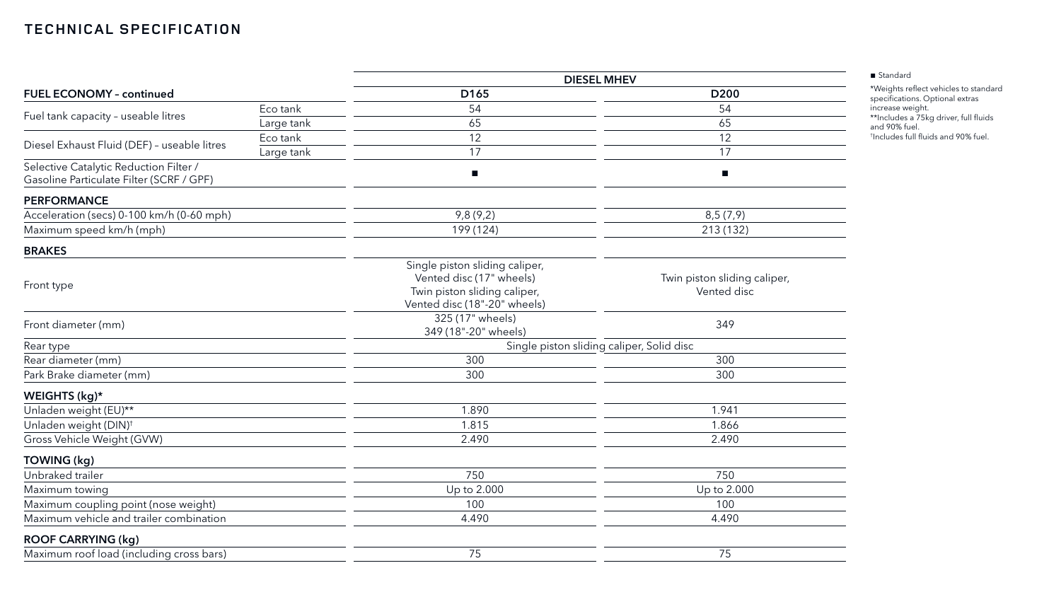# TECHNICAL SPECIFICATION

| | | DIESEL MHEV | |
|---|---|---|---|
| **FUEL ECONOMY – continued** | | D165 | D200 |
| Fuel tank capacity – useable litres | Eco tank | 54 | 54 |
| | Large tank | 65 | 65 |
| Diesel Exhaust Fluid (DEF) – useable litres | Eco tank | 12 | 12 |
| | Large tank | 17 | 17 |
| Selective Catalytic Reduction Filter / Gasoline Particulate Filter (SCRF / GPF) | | ■ | ■ |
| **PERFORMANCE** | | | |
| Acceleration (secs) 0-100 km/h (0-60 mph) | | 9,8 (9,2) | 8,5 (7,9) |
| Maximum speed km/h (mph) | | 199 (124) | 213 (132) |
| **BRAKES** | | | |
| Front type | | Single piston sliding caliper, Vented disc (17" wheels) Twin piston sliding caliper, Vented disc (18"-20" wheels) | Twin piston sliding caliper, Vented disc |
| Front diameter (mm) | | 325 (17" wheels) 349 (18"-20" wheels) | 349 |
| Rear type | | Single piston sliding caliper, Solid disc | |
| Rear diameter (mm) | | 300 | 300 |
| Park Brake diameter (mm) | | 300 | 300 |
| **WEIGHTS (kg)*** | | | |
| Unladen weight (EU)** | | 1.890 | 1.941 |
| Unladen weight (DIN)† | | 1.815 | 1.866 |
| Gross Vehicle Weight (GVW) | | 2.490 | 2.490 |
| **TOWING (kg)** | | | |
| Unbraked trailer | | 750 | 750 |
| Maximum towing | | Up to 2.000 | Up to 2.000 |
| Maximum coupling point (nose weight) | | 100 | 100 |
| Maximum vehicle and trailer combination | | 4.490 | 4.490 |
| **ROOF CARRYING (kg)** | | | |
| Maximum roof load (including cross bars) | | 75 | 75 |

■ Standard

*Weights reflect vehicles to standard specifications. Optional extras increase weight.

**Includes a 75kg driver, full fluids and 90% fuel.

†Includes full fluids and 90% fuel.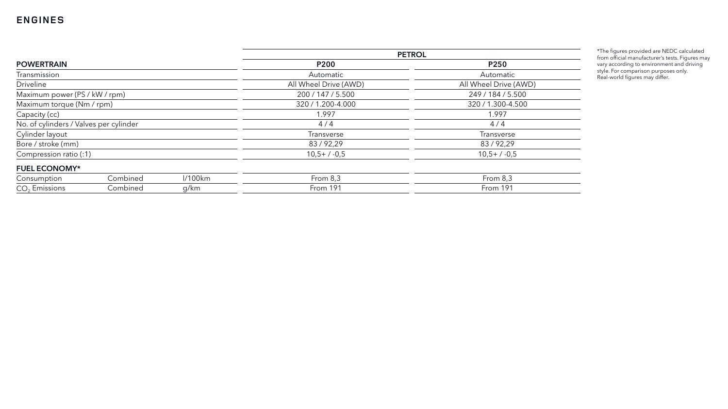# ENGINES

| POWERTRAIN | | | PETROL | |
|---|---|---|---|---|
| | | | P200 | P250 |
| Transmission | | | Automatic | Automatic |
| Driveline | | | All Wheel Drive (AWD) | All Wheel Drive (AWD) |
| Maximum power (PS / kW / rpm) | | | 200 / 147 / 5.500 | 249 / 184 / 5.500 |
| Maximum torque (Nm / rpm) | | | 320 / 1.200-4.000 | 320 / 1.300-4.500 |
| Capacity (cc) | | | 1.997 | 1.997 |
| No. of cylinders / Valves per cylinder | | | 4 / 4 | 4 / 4 |
| Cylinder layout | | | Transverse | Transverse |
| Bore / stroke (mm) | | | 83 / 92,29 | 83 / 92,29 |
| Compression ratio (:1) | | | 10,5+ / -0,5 | 10,5+ / -0,5 |
| **FUEL ECONOMY*** | | | | |
| Consumption | Combined | l/100km | From 8,3 | From 8,3 |
| $CO_2$ Emissions | Combined | g/km | From 191 | From 191 |

*The figures provided are NEDC calculated from official manufacturer's tests. Figures may vary according to environment and driving style. For comparison purposes only. Real-world figures may differ.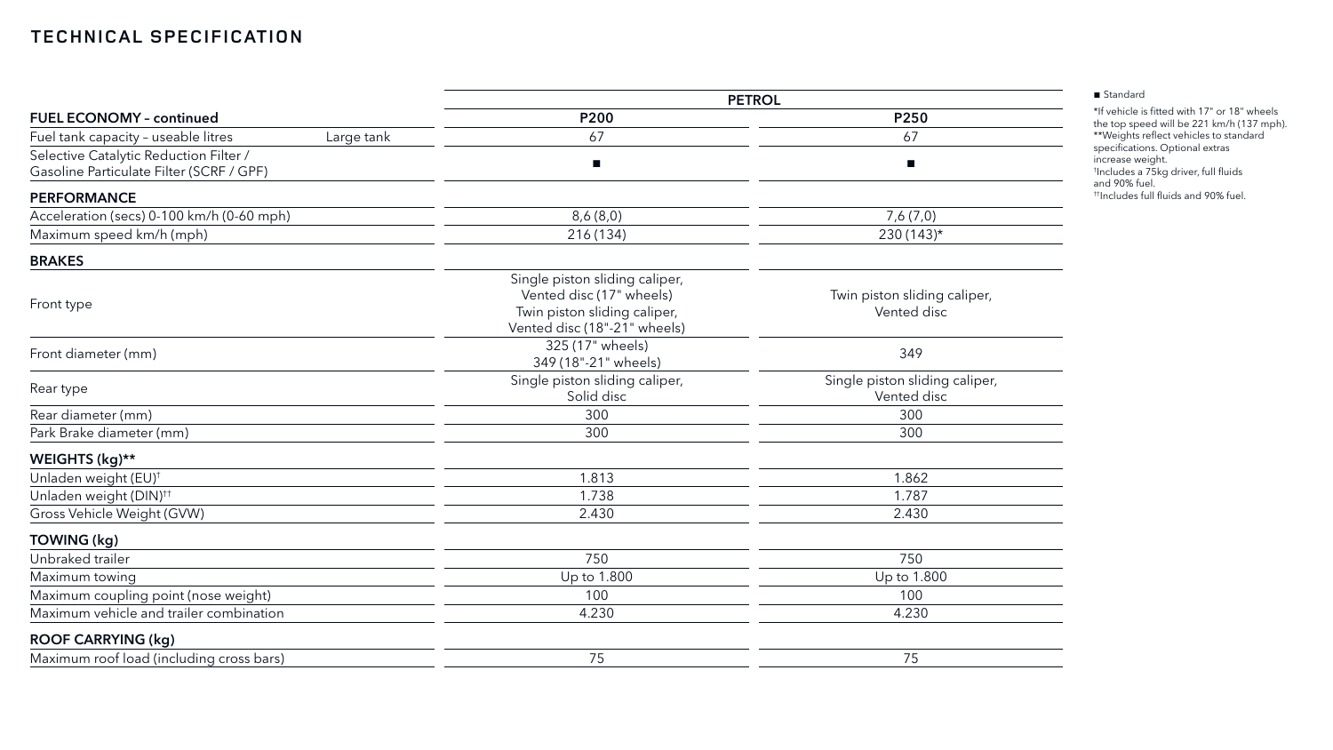# TECHNICAL SPECIFICATION

| | | PETROL | |
|---|---|---|---|
| **FUEL ECONOMY – continued** | | **P200** | **P250** |
| Fuel tank capacity – useable litres | Large tank | 67 | 67 |
| Selective Catalytic Reduction Filter / Gasoline Particulate Filter (SCRF / GPF) | | ■ | ■ |
| **PERFORMANCE** | | | |
| Acceleration (secs) 0-100 km/h (0-60 mph) | | 8,6 (8,0) | 7,6 (7,0) |
| Maximum speed km/h (mph) | | 216 (134) | 230 (143)* |
| **BRAKES** | | | |
| Front type | | Single piston sliding caliper, Vented disc (17" wheels) Twin piston sliding caliper, Vented disc (18"-21" wheels) | Twin piston sliding caliper, Vented disc |
| Front diameter (mm) | | 325 (17" wheels) 349 (18"-21" wheels) | 349 |
| Rear type | | Single piston sliding caliper, Solid disc | Single piston sliding caliper, Vented disc |
| Rear diameter (mm) | | 300 | 300 |
| Park Brake diameter (mm) | | 300 | 300 |
| **WEIGHTS (kg)\*\*** | | | |
| Unladen weight (EU)† | | 1.813 | 1.862 |
| Unladen weight (DIN)†† | | 1.738 | 1.787 |
| Gross Vehicle Weight (GVW) | | 2.430 | 2.430 |
| **TOWING (kg)** | | | |
| Unbraked trailer | | 750 | 750 |
| Maximum towing | | Up to 1.800 | Up to 1.800 |
| Maximum coupling point (nose weight) | | 100 | 100 |
| Maximum vehicle and trailer combination | | 4.230 | 4.230 |
| **ROOF CARRYING (kg)** | | | |
| Maximum roof load (including cross bars) | | 75 | 75 |

■ Standard

*If vehicle is fitted with 17" or 18" wheels the top speed will be 221 km/h (137 mph).
**Weights reflect vehicles to standard specifications. Optional extras increase weight.
†Includes a 75kg driver, full fluids and 90% fuel.
††Includes full fluids and 90% fuel.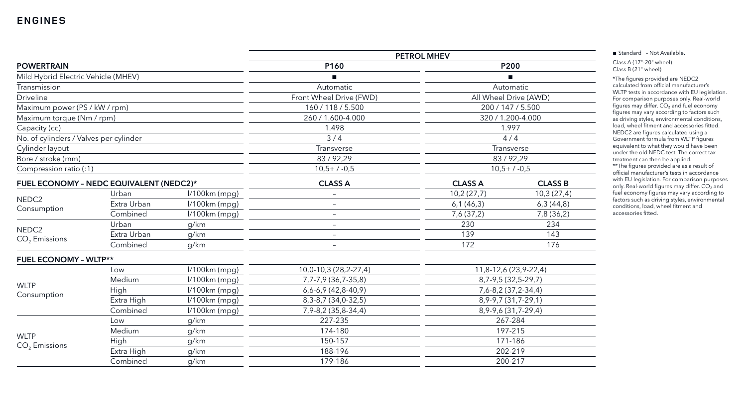# ENGINES

| POWERTRAIN | | | PETROL MHEV | | |
|---|---|---|---|---|---|
| | | | P160 | P200 | |
| Mild Hybrid Electric Vehicle (MHEV) | | | ■ | ■ | |
| Transmission | | | Automatic | Automatic | |
| Driveline | | | Front Wheel Drive (FWD) | All Wheel Drive (AWD) | |
| Maximum power (PS / kW / rpm) | | | 160 / 118 / 5.500 | 200 / 147 / 5.500 | |
| Maximum torque (Nm / rpm) | | | 260 / 1.600-4.000 | 320 / 1.200-4.000 | |
| Capacity (cc) | | | 1.498 | 1.997 | |
| No. of cylinders / Valves per cylinder | | | 3 / 4 | 4 / 4 | |
| Cylinder layout | | | Transverse | Transverse | |
| Bore / stroke (mm) | | | 83 / 92,29 | 83 / 92,29 | |
| Compression ratio (:1) | | | 10,5+ / -0,5 | 10,5+ / -0,5 | |
| **FUEL ECONOMY – NEDC EQUIVALENT (NEDC2)*** | | | **CLASS A** | **CLASS A** | **CLASS B** |
| NEDC2 Consumption | Urban | l/100km (mpg) | – | 10,2 (27,7) | 10,3 (27,4) |
| | Extra Urban | l/100km (mpg) | – | 6,1 (46,3) | 6,3 (44,8) |
| | Combined | l/100km (mpg) | – | 7,6 (37,2) | 7,8 (36,2) |
| NEDC2 $CO_2$ Emissions | Urban | g/km | – | 230 | 234 |
| | Extra Urban | g/km | – | 139 | 143 |
| | Combined | g/km | – | 172 | 176 |
| **FUEL ECONOMY – WLTP**** | | | | | |
| WLTP Consumption | Low | l/100km (mpg) | 10,0-10,3 (28,2-27,4) | 11,8-12,6 (23,9-22,4) | |
| | Medium | l/100km (mpg) | 7,7-7,9 (36,7-35,8) | 8,7-9,5 (32,5-29,7) | |
| | High | l/100km (mpg) | 6,6-6,9 (42,8-40,9) | 7,6-8,2 (37,2-34,4) | |
| | Extra High | l/100km (mpg) | 8,3-8,7 (34,0-32,5) | 8,9-9,7 (31,7-29,1) | |
| | Combined | l/100km (mpg) | 7,9-8,2 (35,8-34,4) | 8,9-9,6 (31,7-29,4) | |
| WLTP $CO_2$ Emissions | Low | g/km | 227-235 | 267-284 | |
| | Medium | g/km | 174-180 | 197-215 | |
| | High | g/km | 150-157 | 171-186 | |
| | Extra High | g/km | 188-196 | 202-219 | |
| | Combined | g/km | 179-186 | 200-217 | |

■ Standard – Not Available.

Class A (17"-20" wheel)
Class B (21" wheel)

*The figures provided are NEDC2 calculated from official manufacturer's WLTP tests in accordance with EU legislation. For comparison purposes only. Real-world figures may differ. $CO_2$ and fuel economy figures may vary according to factors such as driving styles, environmental conditions, load, wheel fitment and accessories fitted. NEDC2 are figures calculated using a Government formula from WLTP figures equivalent to what they would have been under the old NEDC test. The correct tax treatment can then be applied.

**The figures provided are as a result of official manufacturer's tests in accordance with EU legislation. For comparison purposes only. Real-world figures may differ. $CO_2$ and fuel economy figures may vary according to factors such as driving styles, environmental conditions, load, wheel fitment and accessories fitted.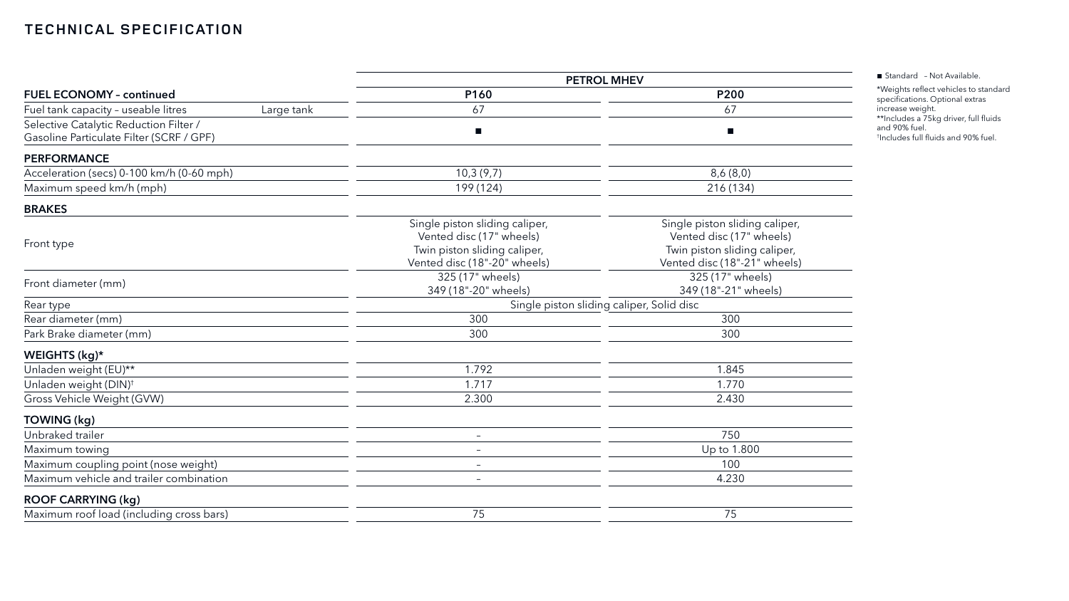## TECHNICAL SPECIFICATION

| | | PETROL MHEV | |
|---|---|---|---|
| **FUEL ECONOMY – continued** | | **P160** | **P200** |
| Fuel tank capacity – useable litres | Large tank | 67 | 67 |
| Selective Catalytic Reduction Filter / Gasoline Particulate Filter (SCRF / GPF) | | ■ | ■ |
| **PERFORMANCE** | | | |
| Acceleration (secs) 0-100 km/h (0-60 mph) | | 10,3 (9,7) | 8,6 (8,0) |
| Maximum speed km/h (mph) | | 199 (124) | 216 (134) |
| **BRAKES** | | | |
| Front type | | Single piston sliding caliper, Vented disc (17" wheels) Twin piston sliding caliper, Vented disc (18"-20" wheels) | Single piston sliding caliper, Vented disc (17" wheels) Twin piston sliding caliper, Vented disc (18"-21" wheels) |
| Front diameter (mm) | | 325 (17" wheels) 349 (18"-20" wheels) | 325 (17" wheels) 349 (18"-21" wheels) |
| Rear type | | Single piston sliding caliper, Solid disc | Single piston sliding caliper, Solid disc |
| Rear diameter (mm) | | 300 | 300 |
| Park Brake diameter (mm) | | 300 | 300 |
| **WEIGHTS (kg)*** | | | |
| Unladen weight (EU)** | | 1.792 | 1.845 |
| Unladen weight (DIN)† | | 1.717 | 1.770 |
| Gross Vehicle Weight (GVW) | | 2.300 | 2.430 |
| **TOWING (kg)** | | | |
| Unbraked trailer | | – | 750 |
| Maximum towing | | – | Up to 1.800 |
| Maximum coupling point (nose weight) | | – | 100 |
| Maximum vehicle and trailer combination | | – | 4.230 |
| **ROOF CARRYING (kg)** | | | |
| Maximum roof load (including cross bars) | | 75 | 75 |

■ Standard – Not Available.

*Weights reflect vehicles to standard specifications. Optional extras increase weight.

**Includes a 75kg driver, full fluids and 90% fuel.

†Includes full fluids and 90% fuel.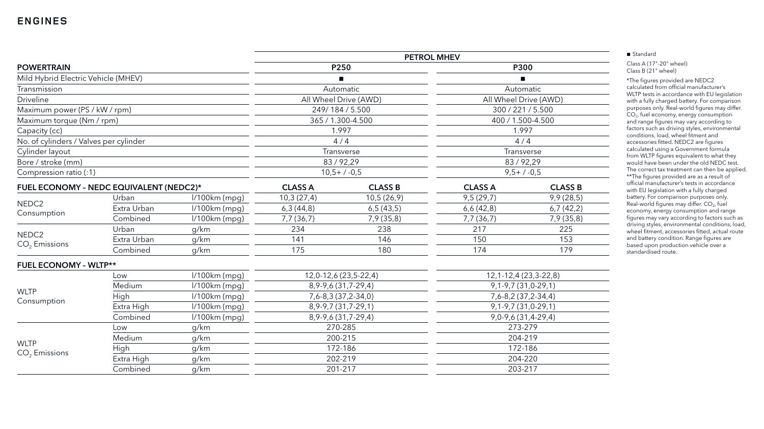# ENGINES

| | | | PETROL MHEV | | | |
|---|---|---|---|---|---|---|
| **POWERTRAIN** | | | **P250** | | **P300** | |
| Mild Hybrid Electric Vehicle (MHEV) | | | ■ | | ■ | |
| Transmission | | | Automatic | | Automatic | |
| Driveline | | | All Wheel Drive (AWD) | | All Wheel Drive (AWD) | |
| Maximum power (PS / kW / rpm) | | | 249/ 184 / 5.500 | | 300 / 221 / 5.500 | |
| Maximum torque (Nm / rpm) | | | 365 / 1.300-4.500 | | 400 / 1.500-4.500 | |
| Capacity (cc) | | | 1.997 | | 1.997 | |
| No. of cylinders / Valves per cylinder | | | 4 / 4 | | 4 / 4 | |
| Cylinder layout | | | Transverse | | Transverse | |
| Bore / stroke (mm) | | | 83 / 92,29 | | 83 / 92,29 | |
| Compression ratio (:1) | | | 10,5+ / -0,5 | | 9,5+ / -0,5 | |
| **FUEL ECONOMY – NEDC EQUIVALENT (NEDC2)*** | | | **CLASS A** | **CLASS B** | **CLASS A** | **CLASS B** |
| NEDC2 Consumption | Urban | l/100km (mpg) | 10,3 (27,4) | 10,5 (26,9) | 9,5 (29,7) | 9,9 (28,5) |
| | Extra Urban | l/100km (mpg) | 6,3 (44,8) | 6,5 (43,5) | 6,6 (42,8) | 6,7 (42,2) |
| | Combined | l/100km (mpg) | 7,7 (36,7) | 7,9 (35,8) | 7,7 (36,7) | 7,9 (35,8) |
| NEDC2 $CO_2$ Emissions | Urban | g/km | 234 | 238 | 217 | 225 |
| | Extra Urban | g/km | 141 | 146 | 150 | 153 |
| | Combined | g/km | 175 | 180 | 174 | 179 |
| **FUEL ECONOMY – WLTP**** | | | | | | |
| WLTP Consumption | Low | l/100km (mpg) | 12,0-12,6 (23,5-22,4) | | 12,1-12,4 (23,3-22,8) | |
| | Medium | l/100km (mpg) | 8,9-9,6 (31,7-29,4) | | 9,1-9,7 (31,0-29,1) | |
| | High | l/100km (mpg) | 7,6-8,3 (37,2-34,0) | | 7,6-8,2 (37,2-34,4) | |
| | Extra High | l/100km (mpg) | 8,9-9,7 (31,7-29,1) | | 9,1-9,7 (31,0-29,1) | |
| | Combined | l/100km (mpg) | 8,9-9,6 (31,7-29,4) | | 9,0-9,6 (31,4-29,4) | |
| WLTP $CO_2$ Emissions | Low | g/km | 270-285 | | 273-279 | |
| | Medium | g/km | 200-215 | | 204-219 | |
| | High | g/km | 172-186 | | 172-186 | |
| | Extra High | g/km | 202-219 | | 204-220 | |
| | Combined | g/km | 201-217 | | 203-217 | |

■ Standard

Class A (17"-20" wheel)
Class B (21" wheel)

*The figures provided are NEDC2 calculated from official manufacturer's WLTP tests in accordance with EU legislation with a fully charged battery. For comparison purposes only. Real-world figures may differ. $CO_2$, fuel economy, energy consumption and range figures may vary according to factors such as driving styles, environmental conditions, load, wheel fitment and accessories fitted. NEDC2 are figures calculated using a Government formula from WLTP figures equivalent to what they would have been under the old NEDC test. The correct tax treatment can then be applied.

**The figures provided are as a result of official manufacturer's tests in accordance with EU legislation with a fully charged battery. For comparison purposes only. Real-world figures may differ. $CO_2$, fuel economy, energy consumption and range figures may vary according to factors such as driving styles, environmental conditions, load, wheel fitment, accessories fitted, actual route and battery condition. Range figures are based upon production vehicle over a standardised route.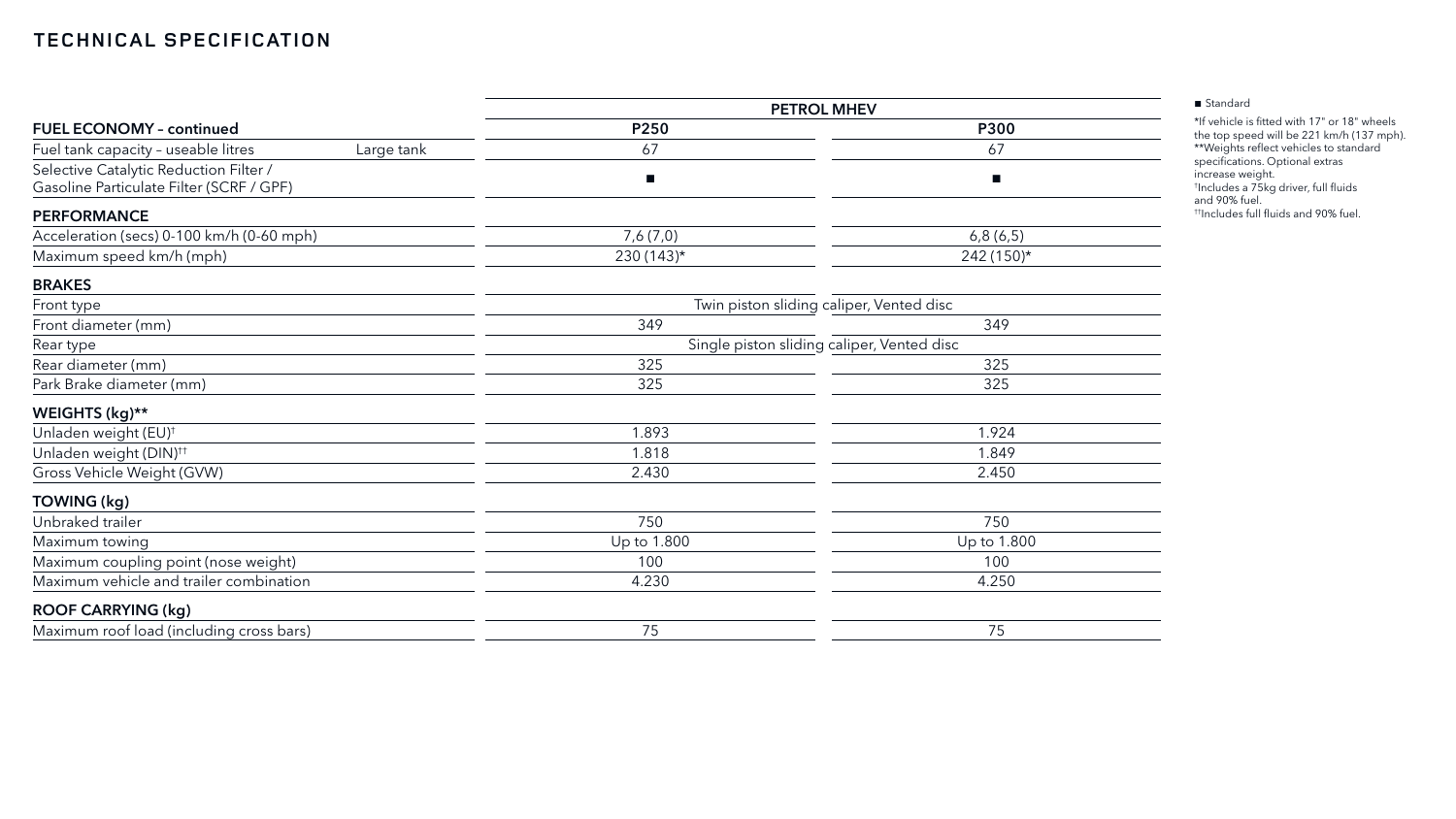# TECHNICAL SPECIFICATION

| | | PETROL MHEV | |
|---|---|---|---|
| **FUEL ECONOMY – continued** | | **P250** | **P300** |
| Fuel tank capacity – useable litres | Large tank | 67 | 67 |
| Selective Catalytic Reduction Filter / Gasoline Particulate Filter (SCRF / GPF) | | ■ | ■ |
| **PERFORMANCE** | | | |
| Acceleration (secs) 0-100 km/h (0-60 mph) | | 7,6 (7,0) | 6,8 (6,5) |
| Maximum speed km/h (mph) | | 230 (143)* | 242 (150)* |
| **BRAKES** | | | |
| Front type | | Twin piston sliding caliper, Vented disc | |
| Front diameter (mm) | | 349 | 349 |
| Rear type | | Single piston sliding caliper, Vented disc | |
| Rear diameter (mm) | | 325 | 325 |
| Park Brake diameter (mm) | | 325 | 325 |
| **WEIGHTS (kg)**** | | | |
| Unladen weight (EU)† | | 1.893 | 1.924 |
| Unladen weight (DIN)†† | | 1.818 | 1.849 |
| Gross Vehicle Weight (GVW) | | 2.430 | 2.450 |
| **TOWING (kg)** | | | |
| Unbraked trailer | | 750 | 750 |
| Maximum towing | | Up to 1.800 | Up to 1.800 |
| Maximum coupling point (nose weight) | | 100 | 100 |
| Maximum vehicle and trailer combination | | 4.230 | 4.250 |
| **ROOF CARRYING (kg)** | | | |
| Maximum roof load (including cross bars) | | 75 | 75 |

■ Standard

*If vehicle is fitted with 17" or 18" wheels the top speed will be 221 km/h (137 mph).

**Weights reflect vehicles to standard specifications. Optional extras increase weight.

†Includes a 75kg driver, full fluids and 90% fuel.

††Includes full fluids and 90% fuel.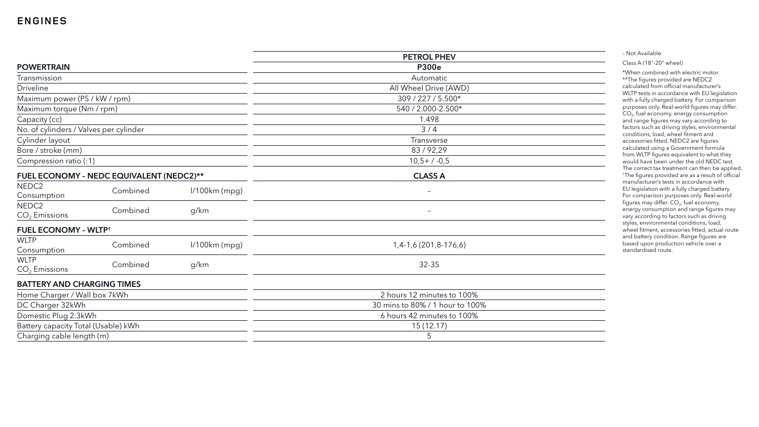# ENGINES

| | | | PETROL PHEV |
|---|---|---|---|
| **POWERTRAIN** | | | **P300e** |
| Transmission | | | Automatic |
| Driveline | | | All Wheel Drive (AWD) |
| Maximum power (PS / kW / rpm) | | | 309 / 227 / 5.500* |
| Maximum torque (Nm / rpm) | | | 540 / 2.000-2.500* |
| Capacity (cc) | | | 1.498 |
| No. of cylinders / Valves per cylinder | | | 3 / 4 |
| Cylinder layout | | | Transverse |
| Bore / stroke (mm) | | | 83 / 92,29 |
| Compression ratio (:1) | | | 10,5+ / -0,5 |
| **FUEL ECONOMY – NEDC EQUIVALENT (NEDC2)**** | | | **CLASS A** |
| NEDC2 Consumption | Combined | l/100km (mpg) | – |
| NEDC2 $CO_2$ Emissions | Combined | g/km | – |
| **FUEL ECONOMY – WLTP**† | | | |
| WLTP Consumption | Combined | l/100km (mpg) | 1,4-1,6 (201,8-176,6) |
| WLTP $CO_2$ Emissions | Combined | g/km | 32-35 |
| **BATTERY AND CHARGING TIMES** | | | |
| Home Charger / Wall box 7kWh | | | 2 hours 12 minutes to 100% |
| DC Charger 32kWh | | | 30 mins to 80% / 1 hour to 100% |
| Domestic Plug 2.3kWh | | | 6 hours 42 minutes to 100% |
| Battery capacity Total (Usable) kWh | | | 15 (12.17) |
| Charging cable length (m) | | | 5 |

– Not Available

Class A (18"-20" wheel)

*When combined with electric motor.

**The figures provided are NEDC2 calculated from official manufacturer's WLTP tests in accordance with EU legislation with a fully charged battery. For comparison purposes only. Real-world figures may differ. $CO_2$, fuel economy, energy consumption and range figures may vary according to factors such as driving styles, environmental conditions, load, wheel fitment and accessories fitted. NEDC2 are figures calculated using a Government formula from WLTP figures equivalent to what they would have been under the old NEDC test. The correct tax treatment can then be applied.

†The figures provided are as a result of official manufacturer's tests in accordance with EU legislation with a fully charged battery. For comparison purposes only. Real-world figures may differ. $CO_2$, fuel economy, energy consumption and range figures may vary according to factors such as driving styles, environmental conditions, load, wheel fitment, accessories fitted, actual route and battery condition. Range figures are based upon production vehicle over a standardised route.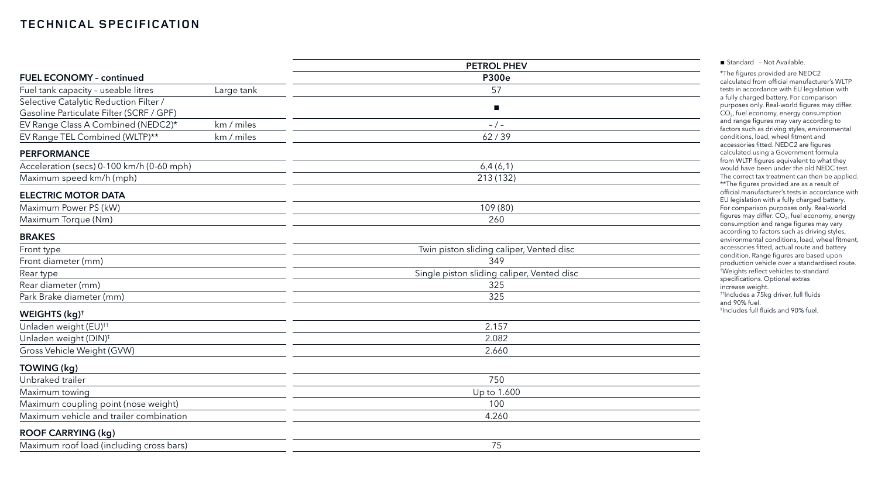# TECHNICAL SPECIFICATION

| | | PETROL PHEV |
|---|---|---|
| **FUEL ECONOMY – continued** | | **P300e** |
| Fuel tank capacity – useable litres | Large tank | 57 |
| Selective Catalytic Reduction Filter / Gasoline Particulate Filter (SCRF / GPF) | | ■ |
| EV Range Class A Combined (NEDC2)* | km / miles | – / – |
| EV Range TEL Combined (WLTP)** | km / miles | 62 / 39 |
| **PERFORMANCE** | | |
| Acceleration (secs) 0-100 km/h (0-60 mph) | | 6,4 (6,1) |
| Maximum speed km/h (mph) | | 213 (132) |
| **ELECTRIC MOTOR DATA** | | |
| Maximum Power PS (kW) | | 109 (80) |
| Maximum Torque (Nm) | | 260 |
| **BRAKES** | | |
| Front type | | Twin piston sliding caliper, Vented disc |
| Front diameter (mm) | | 349 |
| Rear type | | Single piston sliding caliper, Vented disc |
| Rear diameter (mm) | | 325 |
| Park Brake diameter (mm) | | 325 |
| **WEIGHTS (kg)†** | | |
| Unladen weight (EU)†† | | 2.157 |
| Unladen weight (DIN)‡ | | 2.082 |
| Gross Vehicle Weight (GVW) | | 2.660 |
| **TOWING (kg)** | | |
| Unbraked trailer | | 750 |
| Maximum towing | | Up to 1.600 |
| Maximum coupling point (nose weight) | | 100 |
| Maximum vehicle and trailer combination | | 4.260 |
| **ROOF CARRYING (kg)** | | |
| Maximum roof load (including cross bars) | | 75 |

■ Standard – Not Available.

*The figures provided are NEDC2 calculated from official manufacturer's WLTP tests in accordance with EU legislation with a fully charged battery. For comparison purposes only. Real-world figures may differ. $CO_2$, fuel economy, energy consumption and range figures may vary according to factors such as driving styles, environmental conditions, load, wheel fitment and accessories fitted. NEDC2 are figures calculated using a Government formula from WLTP figures equivalent to what they would have been under the old NEDC test. The correct tax treatment can then be applied.

**The figures provided are as a result of official manufacturer's tests in accordance with EU legislation with a fully charged battery. For comparison purposes only. Real-world figures may differ. $CO_2$, fuel economy, energy consumption and range figures may vary according to factors such as driving styles, environmental conditions, load, wheel fitment, accessories fitted, actual route and battery condition. Range figures are based upon production vehicle over a standardised route.

†Weights reflect vehicles to standard specifications. Optional extras increase weight.

††Includes a 75kg driver, full fluids and 90% fuel.

‡Includes full fluids and 90% fuel.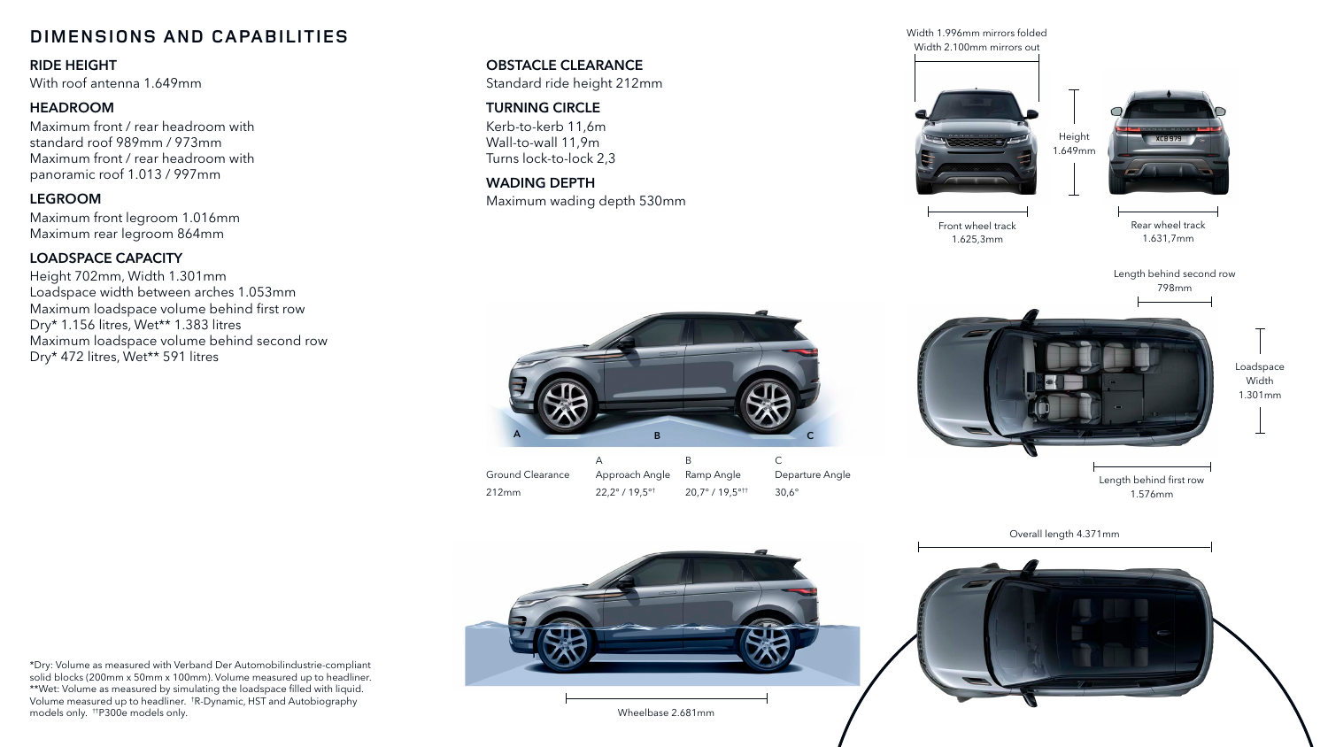# DIMENSIONS AND CAPABILITIES

### RIDE HEIGHT

With roof antenna 1.649mm

### HEADROOM

Maximum front / rear headroom with standard roof 989mm / 973mm
Maximum front / rear headroom with panoramic roof 1.013 / 997mm

### LEGROOM

Maximum front legroom 1.016mm
Maximum rear legroom 864mm

### LOADSPACE CAPACITY

Height 702mm, Width 1.301mm
Loadspace width between arches 1.053mm
Maximum loadspace volume behind first row
Dry* 1.156 litres, Wet** 1.383 litres
Maximum loadspace volume behind second row
Dry* 472 litres, Wet** 591 litres

### OBSTACLE CLEARANCE

Standard ride height 212mm

### TURNING CIRCLE

Kerb-to-kerb 11,6m
Wall-to-wall 11,9m
Turns lock-to-lock 2,3

### WADING DEPTH

Maximum wading depth 530mm

Width 1.996mm mirrors folded
Width 2.100mm mirrors out

Height 1.649mm

Front wheel track 1.625,3mm

Rear wheel track 1.631,7mm

Length behind second row 798mm

Loadspace Width 1.301mm

Length behind first row 1.576mm

| Ground Clearance | A Approach Angle | B Ramp Angle | C Departure Angle |
|---|---|---|---|
| 212mm | 22,2° / 19,5°† | 20,7° / 19,5°†† | 30,6° |

Overall length 4.371mm

Wheelbase 2.681mm

*Dry: Volume as measured with Verband Der Automobilindustrie-compliant solid blocks (200mm x 50mm x 100mm). Volume measured up to headliner. **Wet: Volume as measured by simulating the loadspace filled with liquid. Volume measured up to headliner. †R-Dynamic, HST and Autobiography models only. ††P300e models only.